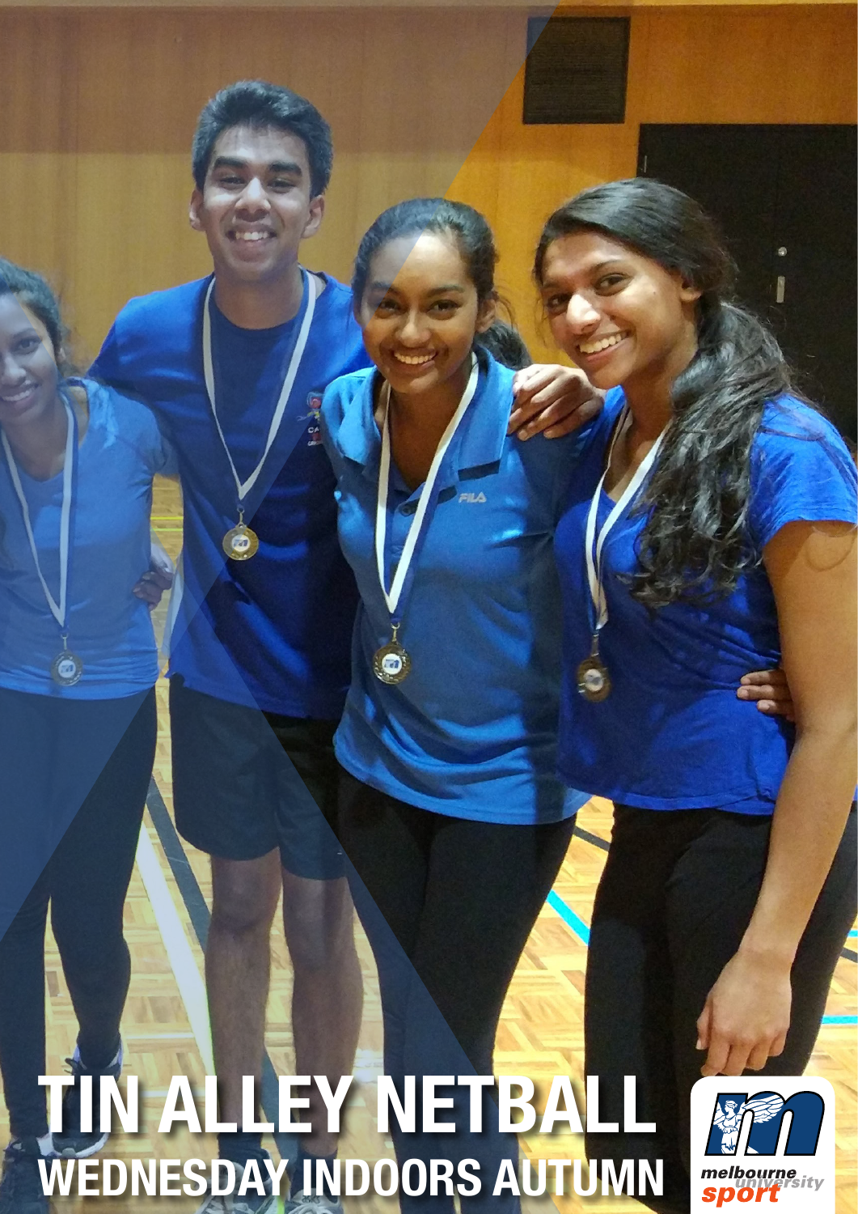# TIN ALLEY NETBALL

## WEDNESDAY INDOORS AUTUMN

melbourne university sport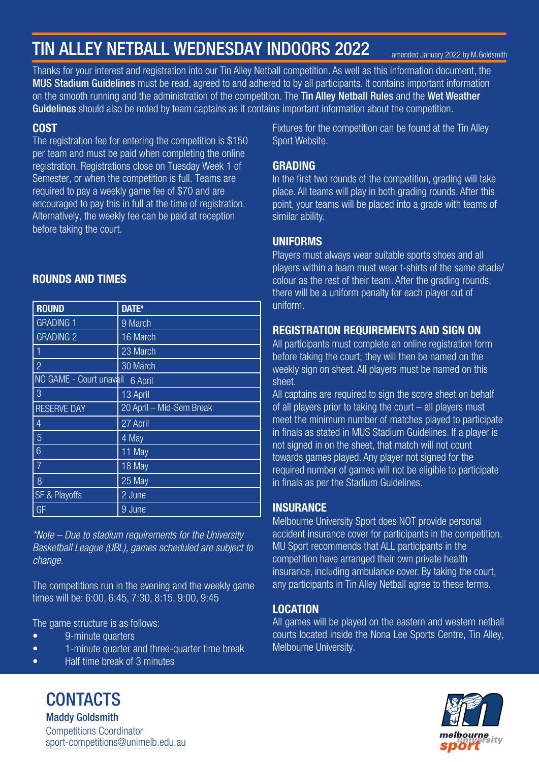# TIN ALLEY NETBALL WEDNESDAY INDOORS 2022

amended January 2022 by M.Goldsmith

Thanks for your interest and registration into our Tin Alley Netball competition. As well as this information document, the **MUS Stadium Guidelines** must be read, agreed to and adhered to by all participants. It contains important information on the smooth running and the administration of the competition. The **Tin Alley Netball Rules** and the **Wet Weather Guidelines** should also be noted by team captains as it contains important information about the competition.

## COST

The registration fee for entering the competition is $150 per team and must be paid when completing the online registration. Registrations close on Tuesday Week 1 of Semester, or when the competition is full. Teams are required to pay a weekly game fee of $70 and are encouraged to pay this in full at the time of registration. Alternatively, the weekly fee can be paid at reception before taking the court.

## ROUNDS AND TIMES

| ROUND | DATE* |
|---|---|
| GRADING 1 | 9 March |
| GRADING 2 | 16 March |
| 1 | 23 March |
| 2 | 30 March |
| NO GAME - Court unavail | 6 April |
| 3 | 13 April |
| RESERVE DAY | 20 April – Mid-Sem Break |
| 4 | 27 April |
| 5 | 4 May |
| 6 | 11 May |
| 7 | 18 May |
| 8 | 25 May |
| SF & Playoffs | 2 June |
| GF | 9 June |

*\*Note – Due to stadium requirements for the University Basketball League (UBL), games scheduled are subject to change.*

The competitions run in the evening and the weekly game times will be: 6:00, 6:45, 7:30, 8:15, 9:00, 9:45

The game structure is as follows:

- 9-minute quarters
- 1-minute quarter and three-quarter time break
- Half time break of 3 minutes

Fixtures for the competition can be found at the Tin Alley Sport Website.

## GRADING

In the first two rounds of the competition, grading will take place. All teams will play in both grading rounds. After this point, your teams will be placed into a grade with teams of similar ability.

## UNIFORMS

Players must always wear suitable sports shoes and all players within a team must wear t-shirts of the same shade/ colour as the rest of their team. After the grading rounds, there will be a uniform penalty for each player out of uniform.

## REGISTRATION REQUIREMENTS AND SIGN ON

All participants must complete an online registration form before taking the court; they will then be named on the weekly sign on sheet. All players must be named on this sheet.

All captains are required to sign the score sheet on behalf of all players prior to taking the court – all players must meet the minimum number of matches played to participate in finals as stated in MUS Stadium Guidelines. If a player is not signed in on the sheet, that match will not count towards games played. Any player not signed for the required number of games will not be eligible to participate in finals as per the Stadium Guidelines.

## INSURANCE

Melbourne University Sport does NOT provide personal accident insurance cover for participants in the competition. MU Sport recommends that ALL participants in the competition have arranged their own private health insurance, including ambulance cover. By taking the court, any participants in Tin Alley Netball agree to these terms.

## LOCATION

All games will be played on the eastern and western netball courts located inside the Nona Lee Sports Centre, Tin Alley, Melbourne University.

## CONTACTS

**Maddy Goldsmith**
Competitions Coordinator
sport-competitions@unimelb.edu.au

melbourne university sport